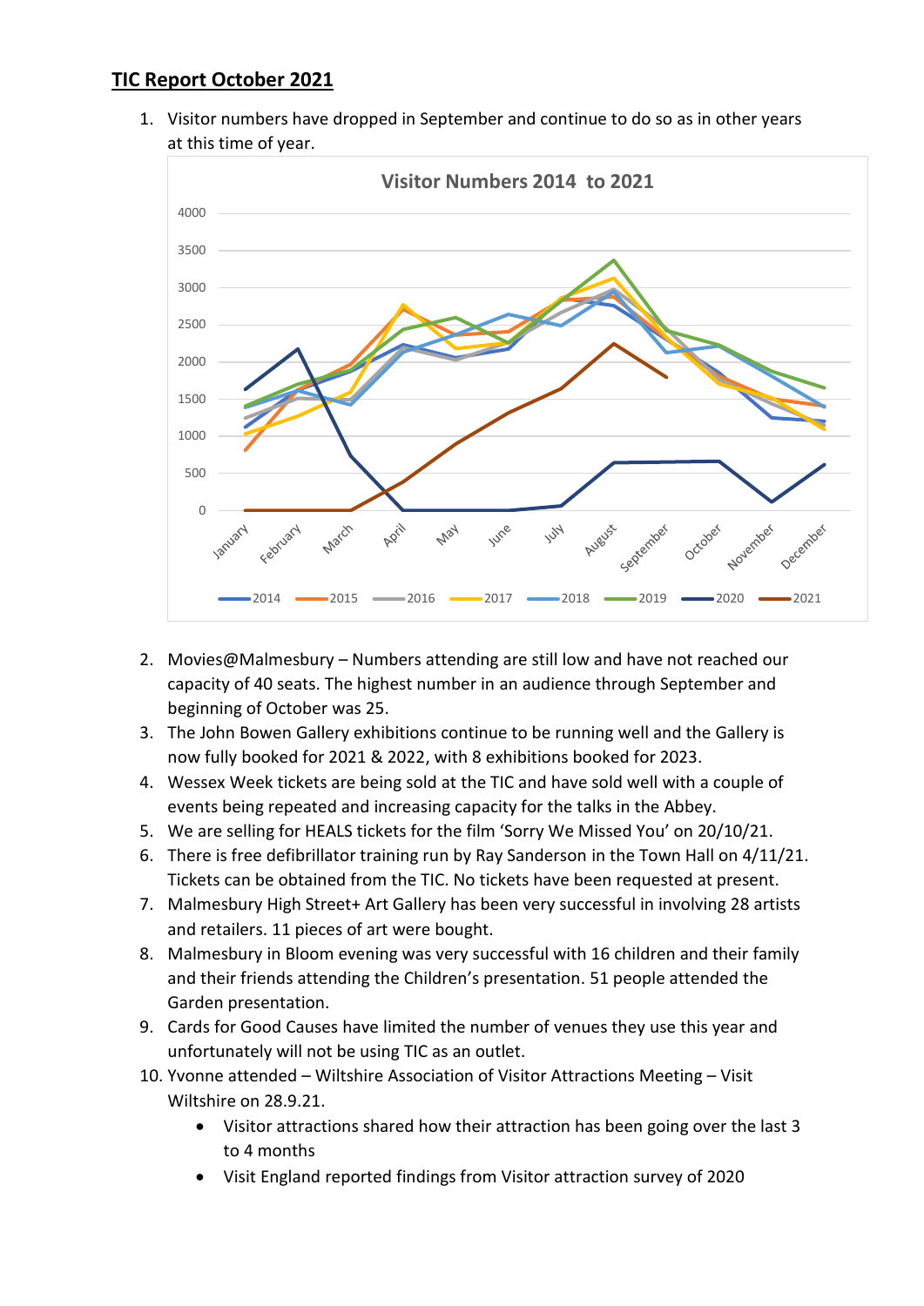# TIC Report October 2021

1. Visitor numbers have dropped in September and continue to do so as in other years at this time of year.

2. Movies@Malmesbury – Numbers attending are still low and have not reached our capacity of 40 seats. The highest number in an audience through September and beginning of October was 25.
3. The John Bowen Gallery exhibitions continue to be running well and the Gallery is now fully booked for 2021 & 2022, with 8 exhibitions booked for 2023.
4. Wessex Week tickets are being sold at the TIC and have sold well with a couple of events being repeated and increasing capacity for the talks in the Abbey.
5. We are selling for HEALS tickets for the film 'Sorry We Missed You' on 20/10/21.
6. There is free defibrillator training run by Ray Sanderson in the Town Hall on 4/11/21. Tickets can be obtained from the TIC. No tickets have been requested at present.
7. Malmesbury High Street+ Art Gallery has been very successful in involving 28 artists and retailers. 11 pieces of art were bought.
8. Malmesbury in Bloom evening was very successful with 16 children and their family and their friends attending the Children's presentation. 51 people attended the Garden presentation.
9. Cards for Good Causes have limited the number of venues they use this year and unfortunately will not be using TIC as an outlet.
10. Yvonne attended – Wiltshire Association of Visitor Attractions Meeting – Visit Wiltshire on 28.9.21.
    - Visitor attractions shared how their attraction has been going over the last 3 to 4 months
    - Visit England reported findings from Visitor attraction survey of 2020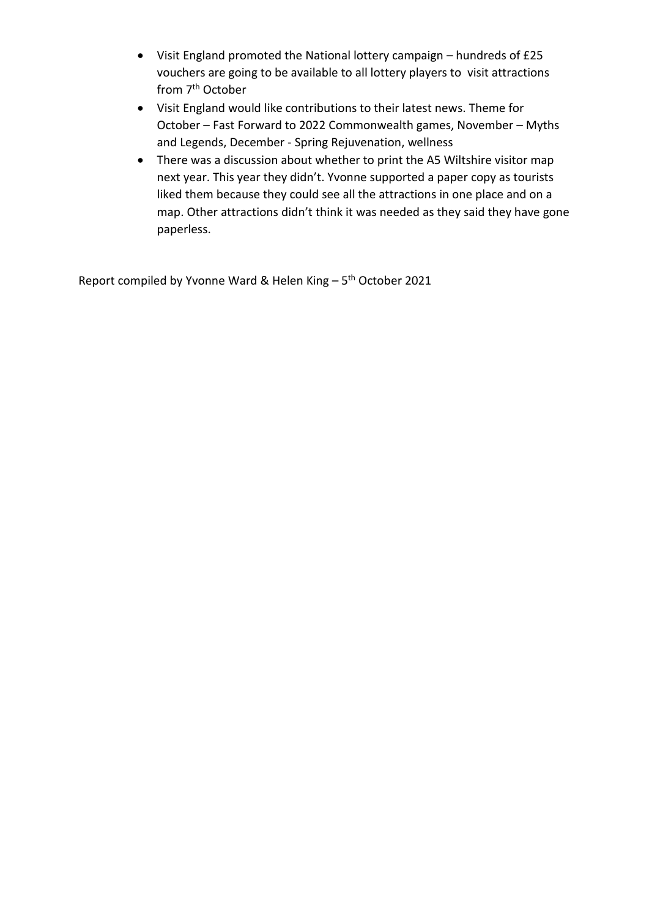- Visit England promoted the National lottery campaign – hundreds of £25 vouchers are going to be available to all lottery players to visit attractions from 7th October
- Visit England would like contributions to their latest news. Theme for October – Fast Forward to 2022 Commonwealth games, November – Myths and Legends, December - Spring Rejuvenation, wellness
- There was a discussion about whether to print the A5 Wiltshire visitor map next year. This year they didn't. Yvonne supported a paper copy as tourists liked them because they could see all the attractions in one place and on a map. Other attractions didn't think it was needed as they said they have gone paperless.

Report compiled by Yvonne Ward & Helen King – 5th October 2021